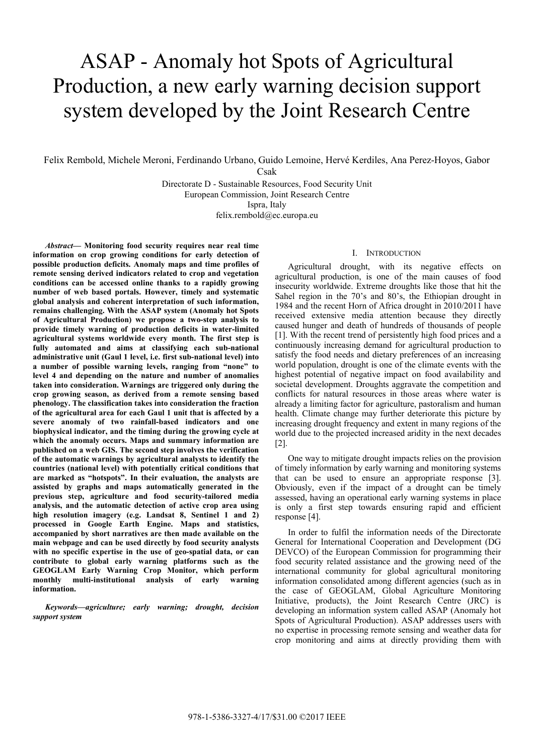# ASAP - Anomaly hot Spots of Agricultural Production, a new early warning decision support system developed by the Joint Research Centre

Felix Rembold, Michele Meroni, Ferdinando Urbano, Guido Lemoine, Hervé Kerdiles, Ana Perez-Hoyos, Gabor Csak

Directorate D - Sustainable Resources, Food Security Unit
European Commission, Joint Research Centre
Ispra, Italy
felix.rembold@ec.europa.eu

***Abstract*— Monitoring food security requires near real time information on crop growing conditions for early detection of possible production deficits. Anomaly maps and time profiles of remote sensing derived indicators related to crop and vegetation conditions can be accessed online thanks to a rapidly growing number of web based portals. However, timely and systematic global analysis and coherent interpretation of such information, remains challenging. With the ASAP system (Anomaly hot Spots of Agricultural Production) we propose a two-step analysis to provide timely warning of production deficits in water-limited agricultural systems worldwide every month. The first step is fully automated and aims at classifying each sub-national administrative unit (Gaul 1 level, i.e. first sub-national level) into a number of possible warning levels, ranging from "none" to level 4 and depending on the nature and number of anomalies taken into consideration. Warnings are triggered only during the crop growing season, as derived from a remote sensing based phenology. The classification takes into consideration the fraction of the agricultural area for each Gaul 1 unit that is affected by a severe anomaly of two rainfall-based indicators and one biophysical indicator, and the timing during the growing cycle at which the anomaly occurs. Maps and summary information are published on a web GIS. The second step involves the verification of the automatic warnings by agricultural analysts to identify the countries (national level) with potentially critical conditions that are marked as "hotspots". In their evaluation, the analysts are assisted by graphs and maps automatically generated in the previous step, agriculture and food security-tailored media analysis, and the automatic detection of active crop area using high resolution imagery (e.g. Landsat 8, Sentinel 1 and 2) processed in Google Earth Engine. Maps and statistics, accompanied by short narratives are then made available on the main webpage and can be used directly by food security analysts with no specific expertise in the use of geo-spatial data, or can contribute to global early warning platforms such as the GEOGLAM Early Warning Crop Monitor, which perform monthly multi-institutional analysis of early warning information.**

***Keywords—agriculture; early warning; drought, decision support system***

## I. Introduction

Agricultural drought, with its negative effects on agricultural production, is one of the main causes of food insecurity worldwide. Extreme droughts like those that hit the Sahel region in the 70's and 80's, the Ethiopian drought in 1984 and the recent Horn of Africa drought in 2010/2011 have received extensive media attention because they directly caused hunger and death of hundreds of thousands of people [1]. With the recent trend of persistently high food prices and a continuously increasing demand for agricultural production to satisfy the food needs and dietary preferences of an increasing world population, drought is one of the climate events with the highest potential of negative impact on food availability and societal development. Droughts aggravate the competition and conflicts for natural resources in those areas where water is already a limiting factor for agriculture, pastoralism and human health. Climate change may further deteriorate this picture by increasing drought frequency and extent in many regions of the world due to the projected increased aridity in the next decades [2].

One way to mitigate drought impacts relies on the provision of timely information by early warning and monitoring systems that can be used to ensure an appropriate response [3]. Obviously, even if the impact of a drought can be timely assessed, having an operational early warning systems in place is only a first step towards ensuring rapid and efficient response [4].

In order to fulfil the information needs of the Directorate General for International Cooperation and Development (DG DEVCO) of the European Commission for programming their food security related assistance and the growing need of the international community for global agricultural monitoring information consolidated among different agencies (such as in the case of GEOGLAM, Global Agriculture Monitoring Initiative, products), the Joint Research Centre (JRC) is developing an information system called ASAP (Anomaly hot Spots of Agricultural Production). ASAP addresses users with no expertise in processing remote sensing and weather data for crop monitoring and aims at directly providing them with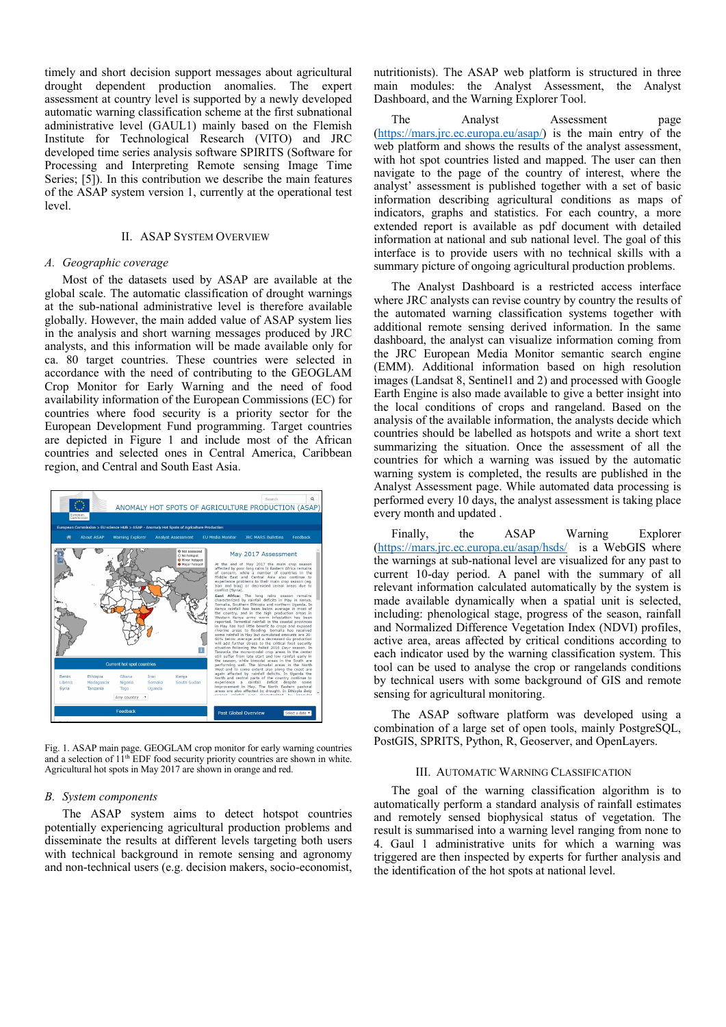timely and short decision support messages about agricultural drought dependent production anomalies. The expert assessment at country level is supported by a newly developed automatic warning classification scheme at the first subnational administrative level (GAUL1) mainly based on the Flemish Institute for Technological Research (VITO) and JRC developed time series analysis software SPIRITS (Software for Processing and Interpreting Remote sensing Image Time Series; [5]). In this contribution we describe the main features of the ASAP system version 1, currently at the operational test level.

## II. ASAP System Overview

### A. Geographic coverage

Most of the datasets used by ASAP are available at the global scale. The automatic classification of drought warnings at the sub-national administrative level is therefore available globally. However, the main added value of ASAP system lies in the analysis and short warning messages produced by JRC analysts, and this information will be made available only for ca. 80 target countries. These countries were selected in accordance with the need of contributing to the GEOGLAM Crop Monitor for Early Warning and the need of food availability information of the European Commissions (EC) for countries where food security is a priority sector for the European Development Fund programming. Target countries are depicted in Figure 1 and include most of the African countries and selected ones in Central America, Caribbean region, and Central and South East Asia.

Fig. 1. ASAP main page. GEOGLAM crop monitor for early warning countries and a selection of 11[th] EDF food security priority countries are shown in white. Agricultural hot spots in May 2017 are shown in orange and red.

### B. System components

The ASAP system aims to detect hotspot countries potentially experiencing agricultural production problems and disseminate the results at different levels targeting both users with technical background in remote sensing and agronomy and non-technical users (e.g. decision makers, socio-economist, nutritionists). The ASAP web platform is structured in three main modules: the Analyst Assessment, the Analyst Dashboard, and the Warning Explorer Tool.

The Analyst Assessment page (https://mars.jrc.ec.europa.eu/asap/) is the main entry of the web platform and shows the results of the analyst assessment, with hot spot countries listed and mapped. The user can then navigate to the page of the country of interest, where the analyst' assessment is published together with a set of basic information describing agricultural conditions as maps of indicators, graphs and statistics. For each country, a more extended report is available as pdf document with detailed information at national and sub national level. The goal of this interface is to provide users with no technical skills with a summary picture of ongoing agricultural production problems.

The Analyst Dashboard is a restricted access interface where JRC analysts can revise country by country the results of the automated warning classification systems together with additional remote sensing derived information. In the same dashboard, the analyst can visualize information coming from the JRC European Media Monitor semantic search engine (EMM). Additional information based on high resolution images (Landsat 8, Sentinel1 and 2) and processed with Google Earth Engine is also made available to give a better insight into the local conditions of crops and rangeland. Based on the analysis of the available information, the analysts decide which countries should be labelled as hotspots and write a short text summarizing the situation. Once the assessment of all the countries for which a warning was issued by the automatic warning system is completed, the results are published in the Analyst Assessment page. While automated data processing is performed every 10 days, the analyst assessment is taking place every month and updated .

Finally, the ASAP Warning Explorer (https://mars.jrc.ec.europa.eu/asap/hsds/ is a WebGIS where the warnings at sub-national level are visualized for any past to current 10-day period. A panel with the summary of all relevant information calculated automatically by the system is made available dynamically when a spatial unit is selected, including: phenological stage, progress of the season, rainfall and Normalized Difference Vegetation Index (NDVI) profiles, active area, areas affected by critical conditions according to each indicator used by the warning classification system. This tool can be used to analyse the crop or rangelands conditions by technical users with some background of GIS and remote sensing for agricultural monitoring.

The ASAP software platform was developed using a combination of a large set of open tools, mainly PostgreSQL, PostGIS, SPRITS, Python, R, Geoserver, and OpenLayers.

## III. Automatic Warning Classification

The goal of the warning classification algorithm is to automatically perform a standard analysis of rainfall estimates and remotely sensed biophysical status of vegetation. The result is summarised into a warning level ranging from none to 4. Gaul 1 administrative units for which a warning was triggered are then inspected by experts for further analysis and the identification of the hot spots at national level.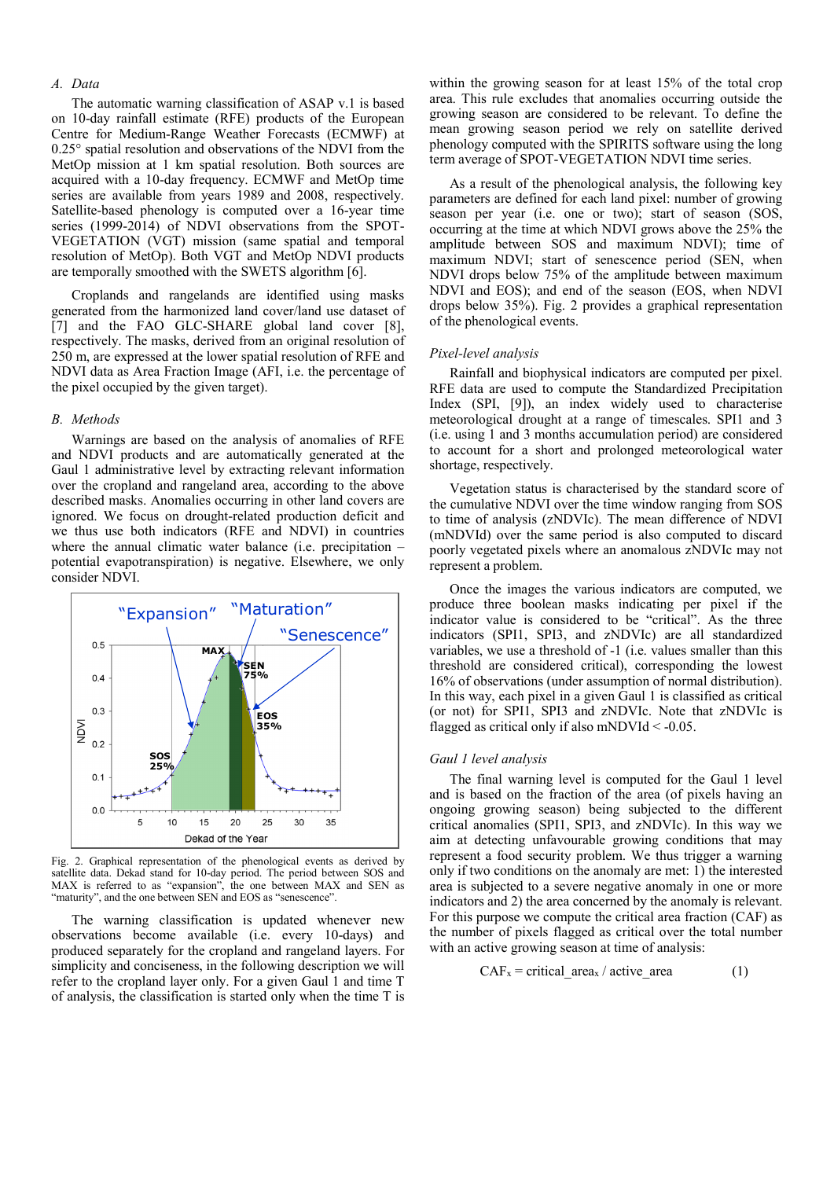## A. Data

The automatic warning classification of ASAP v.1 is based on 10-day rainfall estimate (RFE) products of the European Centre for Medium-Range Weather Forecasts (ECMWF) at 0.25° spatial resolution and observations of the NDVI from the MetOp mission at 1 km spatial resolution. Both sources are acquired with a 10-day frequency. ECMWF and MetOp time series are available from years 1989 and 2008, respectively. Satellite-based phenology is computed over a 16-year time series (1999-2014) of NDVI observations from the SPOT-VEGETATION (VGT) mission (same spatial and temporal resolution of MetOp). Both VGT and MetOp NDVI products are temporally smoothed with the SWETS algorithm [6].

Croplands and rangelands are identified using masks generated from the harmonized land cover/land use dataset of [7] and the FAO GLC-SHARE global land cover [8], respectively. The masks, derived from an original resolution of 250 m, are expressed at the lower spatial resolution of RFE and NDVI data as Area Fraction Image (AFI, i.e. the percentage of the pixel occupied by the given target).

## B. Methods

Warnings are based on the analysis of anomalies of RFE and NDVI products and are automatically generated at the Gaul 1 administrative level by extracting relevant information over the cropland and rangeland area, according to the above described masks. Anomalies occurring in other land covers are ignored. We focus on drought-related production deficit and we thus use both indicators (RFE and NDVI) in countries where the annual climatic water balance (i.e. precipitation – potential evapotranspiration) is negative. Elsewhere, we only consider NDVI.

Fig. 2. Graphical representation of the phenological events as derived by satellite data. Dekad stand for 10-day period. The period between SOS and MAX is referred to as "expansion", the one between MAX and SEN as "maturity", and the one between SEN and EOS as "senescence".

The warning classification is updated whenever new observations become available (i.e. every 10-days) and produced separately for the cropland and rangeland layers. For simplicity and conciseness, in the following description we will refer to the cropland layer only. For a given Gaul 1 and time T of analysis, the classification is started only when the time T is within the growing season for at least 15% of the total crop area. This rule excludes that anomalies occurring outside the growing season are considered to be relevant. To define the mean growing season period we rely on satellite derived phenology computed with the SPIRITS software using the long term average of SPOT-VEGETATION NDVI time series.

As a result of the phenological analysis, the following key parameters are defined for each land pixel: number of growing season per year (i.e. one or two); start of season (SOS, occurring at the time at which NDVI grows above the 25% the amplitude between SOS and maximum NDVI); time of maximum NDVI; start of senescence period (SEN, when NDVI drops below 75% of the amplitude between maximum NDVI and EOS); and end of the season (EOS, when NDVI drops below 35%). Fig. 2 provides a graphical representation of the phenological events.

### Pixel-level analysis

Rainfall and biophysical indicators are computed per pixel. RFE data are used to compute the Standardized Precipitation Index (SPI, [9]), an index widely used to characterise meteorological drought at a range of timescales. SPI1 and 3 (i.e. using 1 and 3 months accumulation period) are considered to account for a short and prolonged meteorological water shortage, respectively.

Vegetation status is characterised by the standard score of the cumulative NDVI over the time window ranging from SOS to time of analysis (zNDVIc). The mean difference of NDVI (mNDVId) over the same period is also computed to discard poorly vegetated pixels where an anomalous zNDVIc may not represent a problem.

Once the images the various indicators are computed, we produce three boolean masks indicating per pixel if the indicator value is considered to be "critical". As the three indicators (SPI1, SPI3, and zNDVIc) are all standardized variables, we use a threshold of -1 (i.e. values smaller than this threshold are considered critical, corresponding the lowest 16% of observations (under assumption of normal distribution). In this way, each pixel in a given Gaul 1 is classified as critical (or not) for SPI1, SPI3 and zNDVIc. Note that zNDVIc is flagged as critical only if also mNDVId < -0.05.

### Gaul 1 level analysis

The final warning level is computed for the Gaul 1 level and is based on the fraction of the area (of pixels having an ongoing growing season) being subjected to the different critical anomalies (SPI1, SPI3, and zNDVIc). In this way we aim at detecting unfavourable growing conditions that may represent a food security problem. We thus trigger a warning only if two conditions on the anomaly are met: 1) the interested area is subjected to a severe negative anomaly in one or more indicators and 2) the area concerned by the anomaly is relevant. For this purpose we compute the critical area fraction (CAF) as the number of pixels flagged as critical over the total number with an active growing season at time of analysis:

$$CAF_x = critical\_area_x / active\_area \qquad (1)$$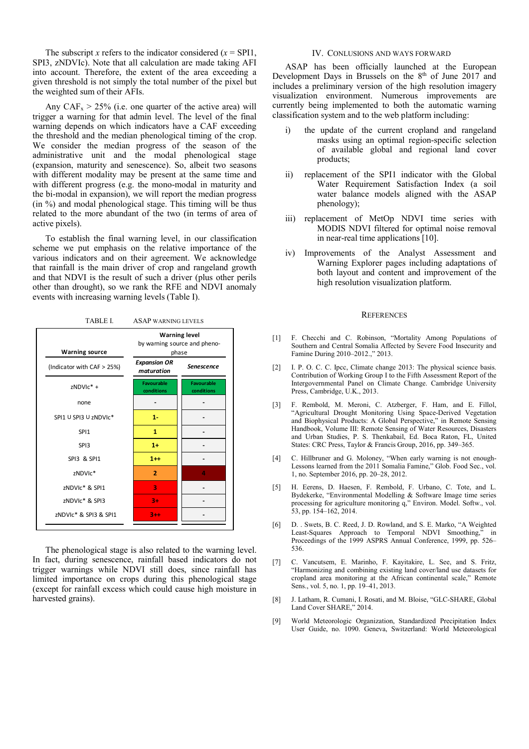The subscript $x$ refers to the indicator considered ($x$ = SPI1, SPI3, zNDVIc). Note that all calculation are made taking AFI into account. Therefore, the extent of the area exceeding a given threshold is not simply the total number of the pixel but the weighted sum of their AFIs.

Any $CAF_x > 25\%$ (i.e. one quarter of the active area) will trigger a warning for that admin level. The level of the final warning depends on which indicators have a CAF exceeding the threshold and the median phenological timing of the crop. We consider the median progress of the season of the administrative unit and the modal phenological stage (expansion, maturity and senescence). So, albeit two seasons with different modality may be present at the same time and with different progress (e.g. the mono-modal in maturity and the bi-modal in expansion), we will report the median progress (in %) and modal phenological stage. This timing will be thus related to the more abundant of the two (in terms of area of active pixels).

To establish the final warning level, in our classification scheme we put emphasis on the relative importance of the various indicators and on their agreement. We acknowledge that rainfall is the main driver of crop and rangeland growth and that NDVI is the result of such a driver (plus other perils other than drought), so we rank the RFE and NDVI anomaly events with increasing warning levels (Table I).

TABLE I. ASAP WARNING LEVELS

| **Warning source** | **Warning level** by warning source and pheno-phase | |
|---|---|---|
| (Indicator with CAF > 25%) | ***Expansion OR maturation*** | ***Senescence*** |
| zNDVIc* + | Favourable conditions | Favourable conditions |
| none | - | - |
| SPI1 U SPI3 U zNDVIc* | 1- | - |
| SPI1 | 1 | - |
| SPI3 | 1+ | - |
| SPI3 & SPI1 | 1++ | - |
| zNDVIc* | 2 | 4 |
| zNDVIc* & SPI1 | 3 | - |
| zNDVIc* & SPI3 | 3+ | - |
| zNDVIc* & SPI3 & SPI1 | 3++ | - |

The phenological stage is also related to the warning level. In fact, during senescence, rainfall based indicators do not trigger warnings while NDVI still does, since rainfall has limited importance on crops during this phenological stage (except for rainfall excess which could cause high moisture in harvested grains).

## IV. Conlusions and Ways Forward

ASAP has been officially launched at the European Development Days in Brussels on the 8th of June 2017 and includes a preliminary version of the high resolution imagery visualization environment. Numerous improvements are currently being implemented to both the automatic warning classification system and to the web platform including:

i) the update of the current cropland and rangeland masks using an optimal region-specific selection of available global and regional land cover products;

ii) replacement of the SPI1 indicator with the Global Water Requirement Satisfaction Index (a soil water balance models aligned with the ASAP phenology);

iii) replacement of MetOp NDVI time series with MODIS NDVI filtered for optimal noise removal in near-real time applications [10].

iv) Improvements of the Analyst Assessment and Warning Explorer pages including adaptations of both layout and content and improvement of the high resolution visualization platform.

## References

[1] F. Checchi and C. Robinson, "Mortality Among Populations of Southern and Central Somalia Affected by Severe Food Insecurity and Famine During 2010–2012.," 2013.

[2] I. P. O. C. C. Ipcc, Climate change 2013: The physical science basis. Contribution of Working Group I to the Fifth Assessment Report of the Intergovernmental Panel on Climate Change. Cambridge University Press, Cambridge, U.K., 2013.

[3] F. Rembold, M. Meroni, C. Atzberger, F. Ham, and E. Fillol, "Agricultural Drought Monitoring Using Space-Derived Vegetation and Biophysical Products: A Global Perspective," in Remote Sensing Handbook, Volume III: Remote Sensing of Water Resources, Disasters and Urban Studies, P. S. Thenkabail, Ed. Boca Raton, FL, United States: CRC Press, Taylor & Francis Group, 2016, pp. 349–365.

[4] C. Hillbruner and G. Moloney, "When early warning is not enough-Lessons learned from the 2011 Somalia Famine," Glob. Food Sec., vol. 1, no. September 2016, pp. 20–28, 2012.

[5] H. Eerens, D. Haesen, F. Rembold, F. Urbano, C. Tote, and L. Bydekerke, "Environmental Modelling & Software Image time series processing for agriculture monitoring q," Environ. Model. Softw., vol. 53, pp. 154–162, 2014.

[6] D. . Swets, B. C. Reed, J. D. Rowland, and S. E. Marko, "A Weighted Least-Squares Approach to Temporal NDVI Smoothing," in Proceedings of the 1999 ASPRS Annual Conference, 1999, pp. 526–536.

[7] C. Vancutsem, E. Marinho, F. Kayitakire, L. See, and S. Fritz, "Harmonizing and combining existing land cover/land use datasets for cropland area monitoring at the African continental scale," Remote Sens., vol. 5, no. 1, pp. 19–41, 2013.

[8] J. Latham, R. Cumani, I. Rosati, and M. Bloise, "GLC-SHARE, Global Land Cover SHARE," 2014.

[9] World Meteorologic Organization, Standardized Precipitation Index User Guide, no. 1090. Geneva, Switzerland: World Meteorological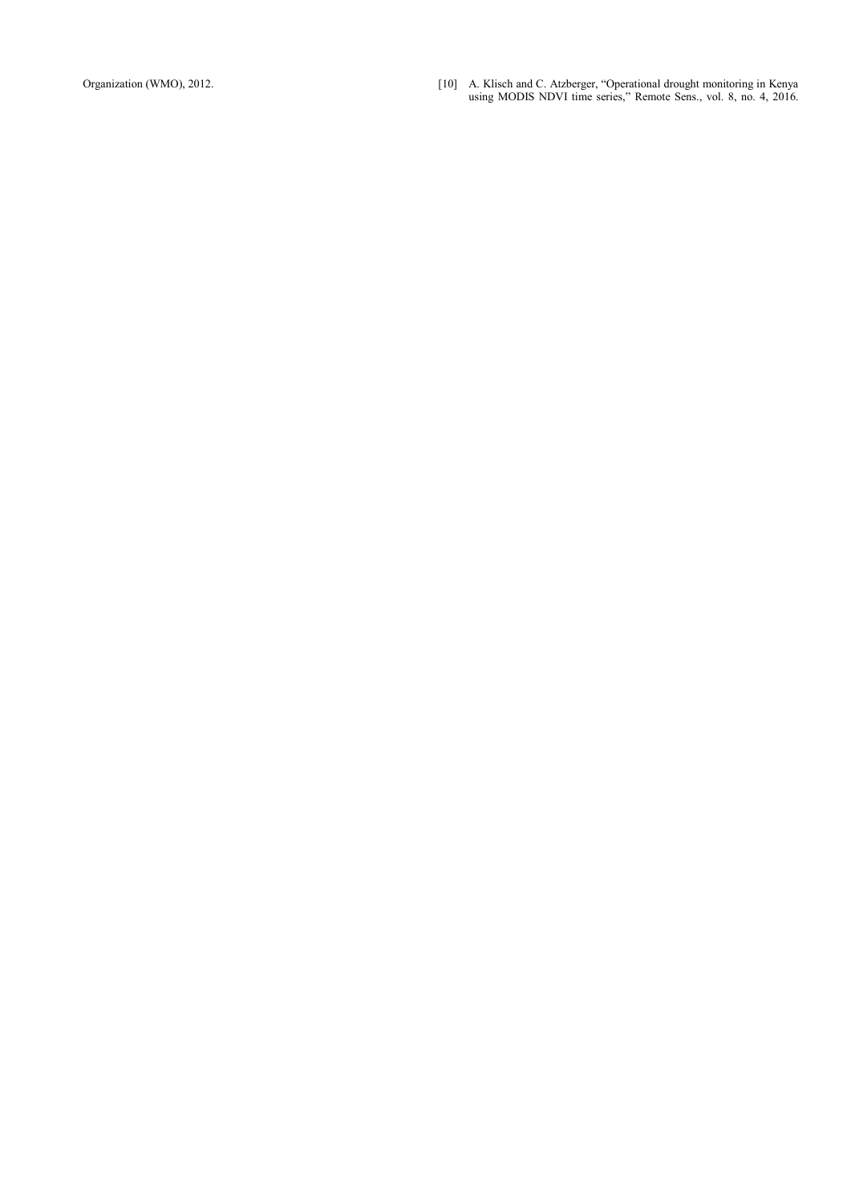Organization (WMO), 2012.

[10] A. Klisch and C. Atzberger, "Operational drought monitoring in Kenya using MODIS NDVI time series," Remote Sens., vol. 8, no. 4, 2016.